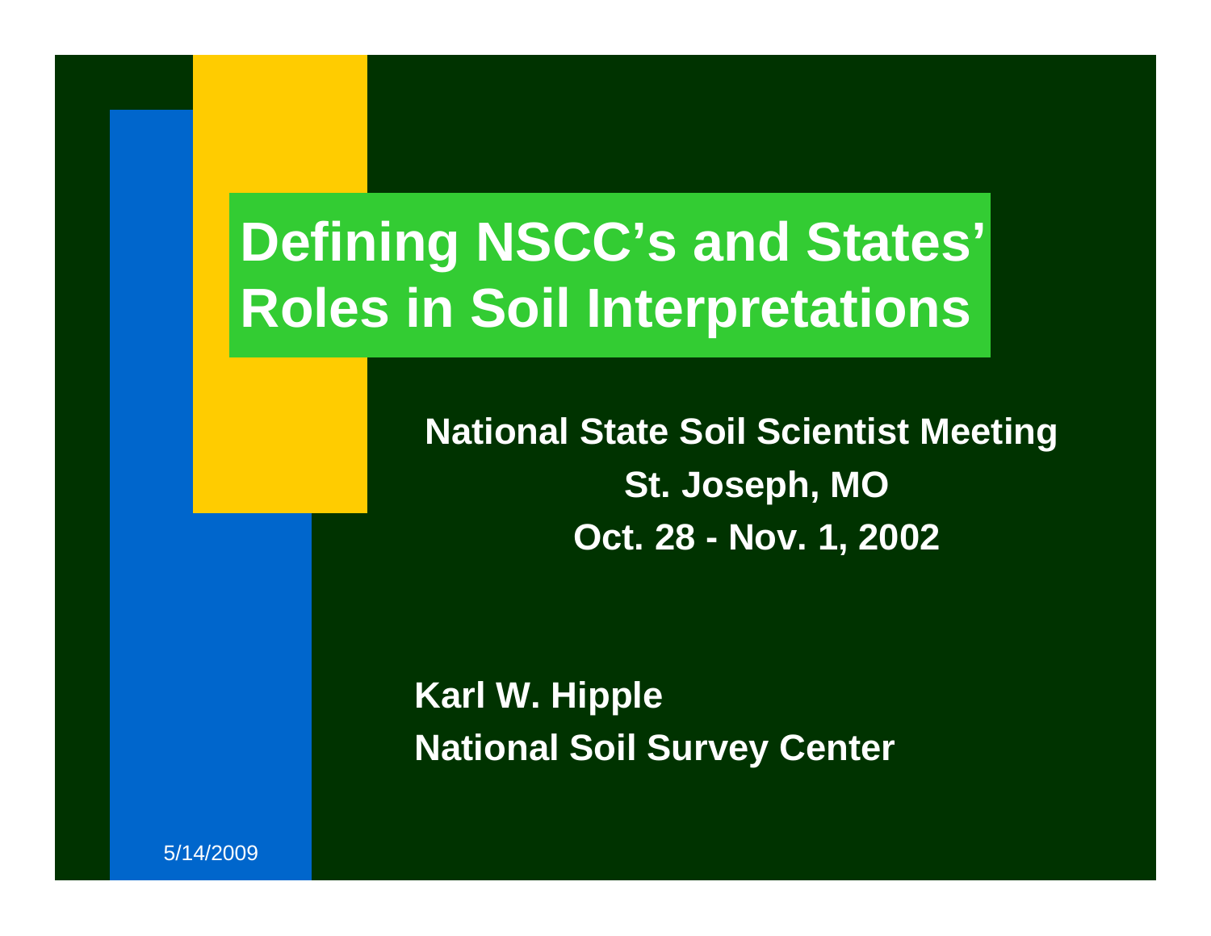# Defining NSCC's and States' Roles in Soil Interpretations

**National State Soil Scientist Meeting**

**St. Joseph, MO**

**Oct. 28 - Nov. 1, 2002**

**Karl W. Hipple**

**National Soil Survey Center**

5/14/2009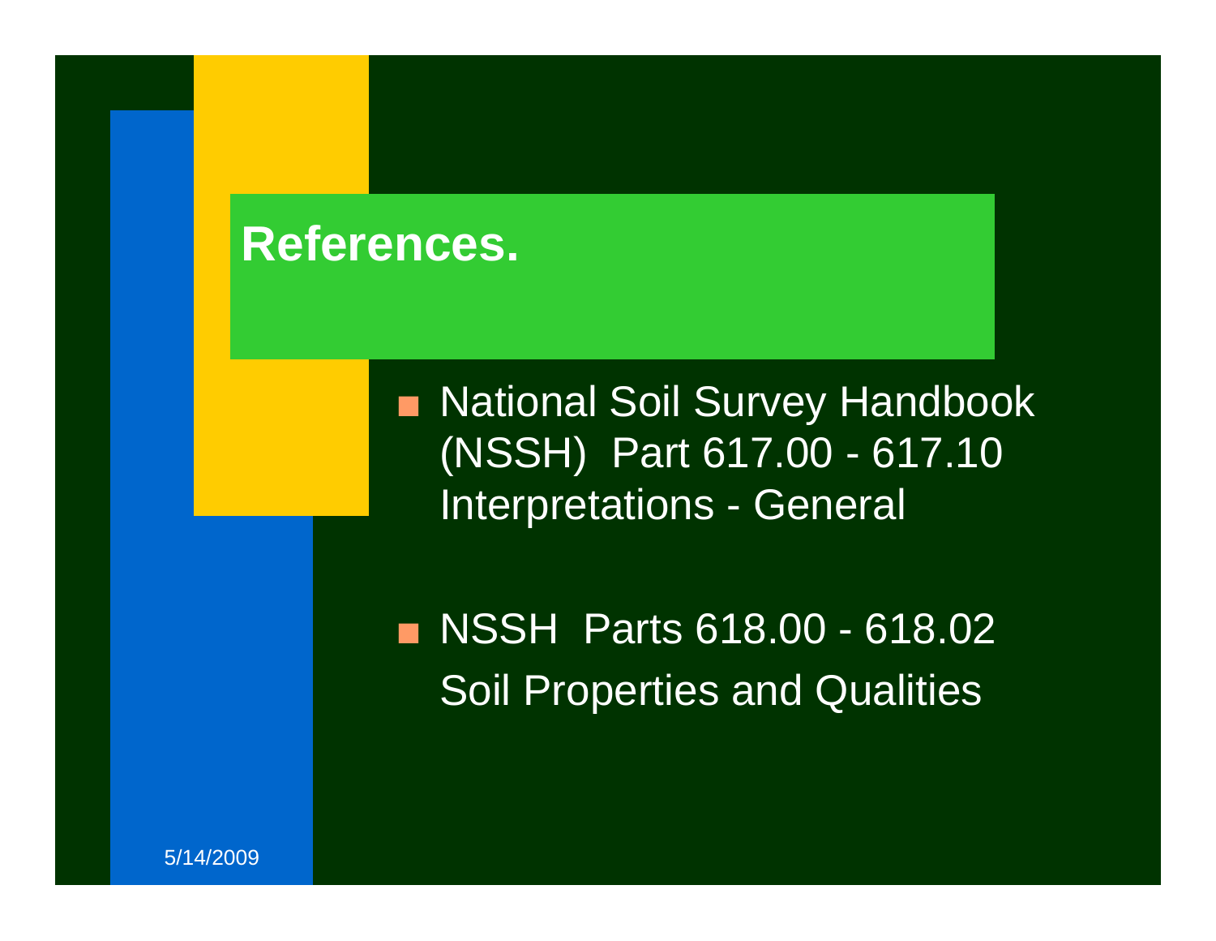# References.

- National Soil Survey Handbook (NSSH) Part 617.00 - 617.10 Interpretations - General

- NSSH Parts 618.00 - 618.02 Soil Properties and Qualities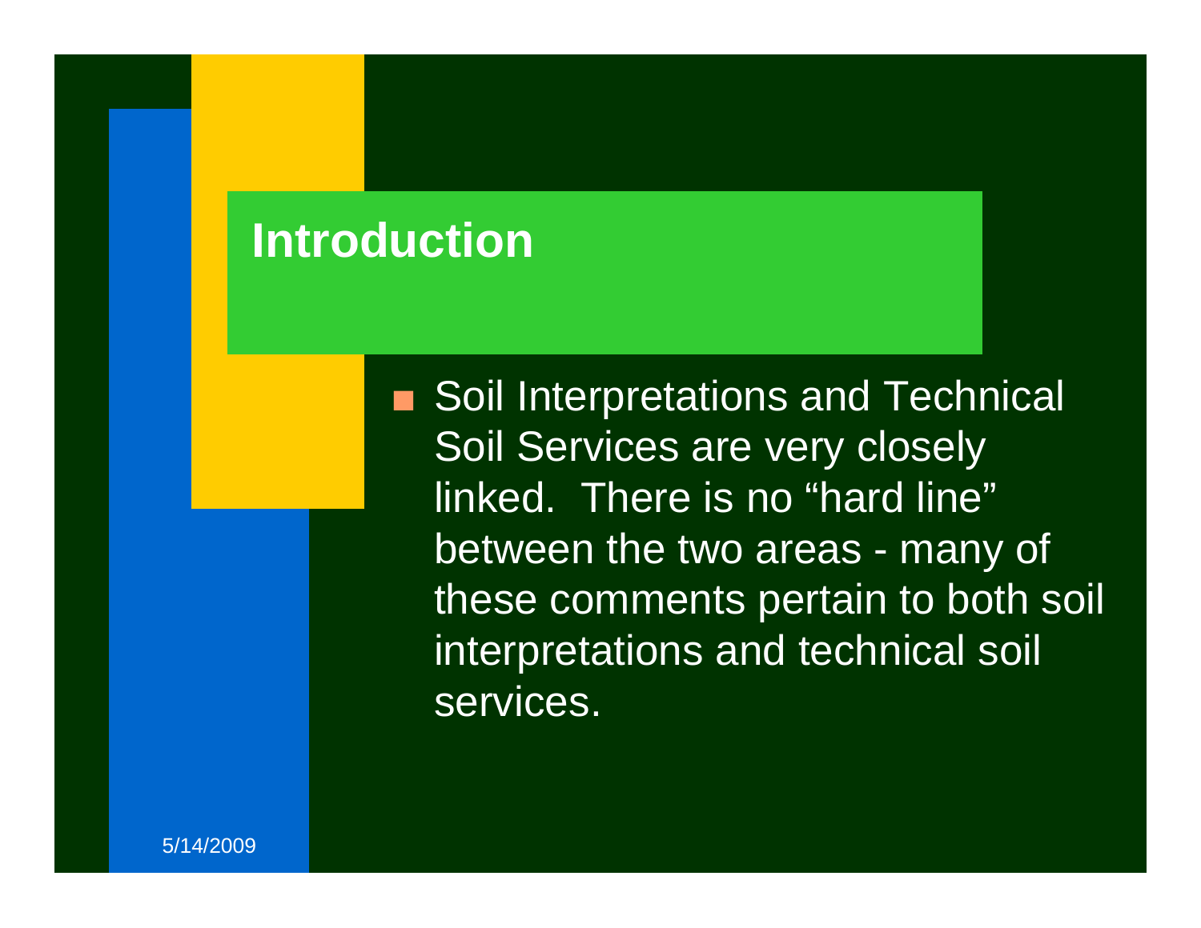# Introduction

- Soil Interpretations and Technical Soil Services are very closely linked. There is no “hard line” between the two areas - many of these comments pertain to both soil interpretations and technical soil services.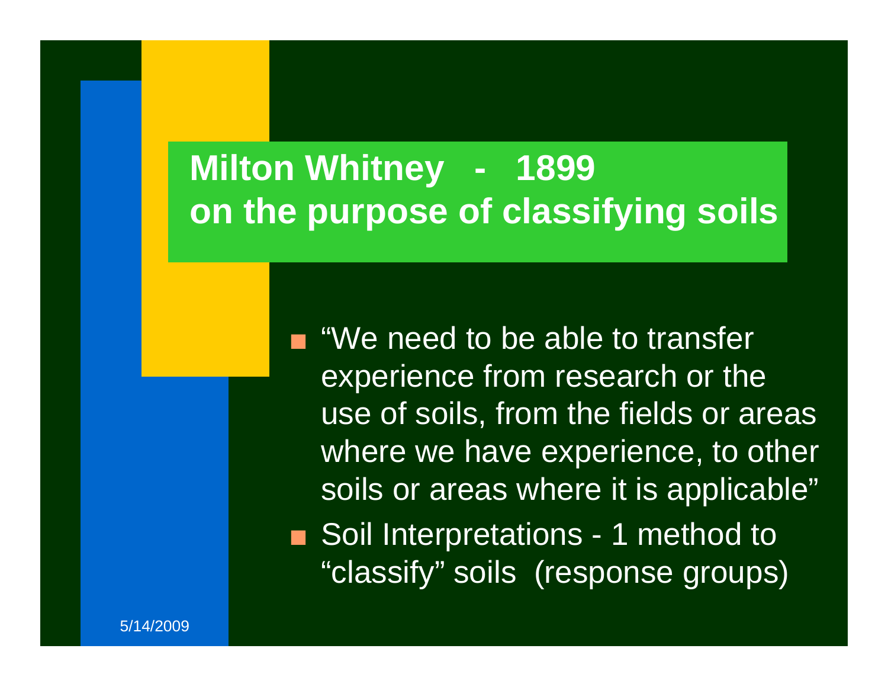# Milton Whitney - 1899 on the purpose of classifying soils

- "We need to be able to transfer experience from research or the use of soils, from the fields or areas where we have experience, to other soils or areas where it is applicable"
- Soil Interpretations - 1 method to "classify" soils (response groups)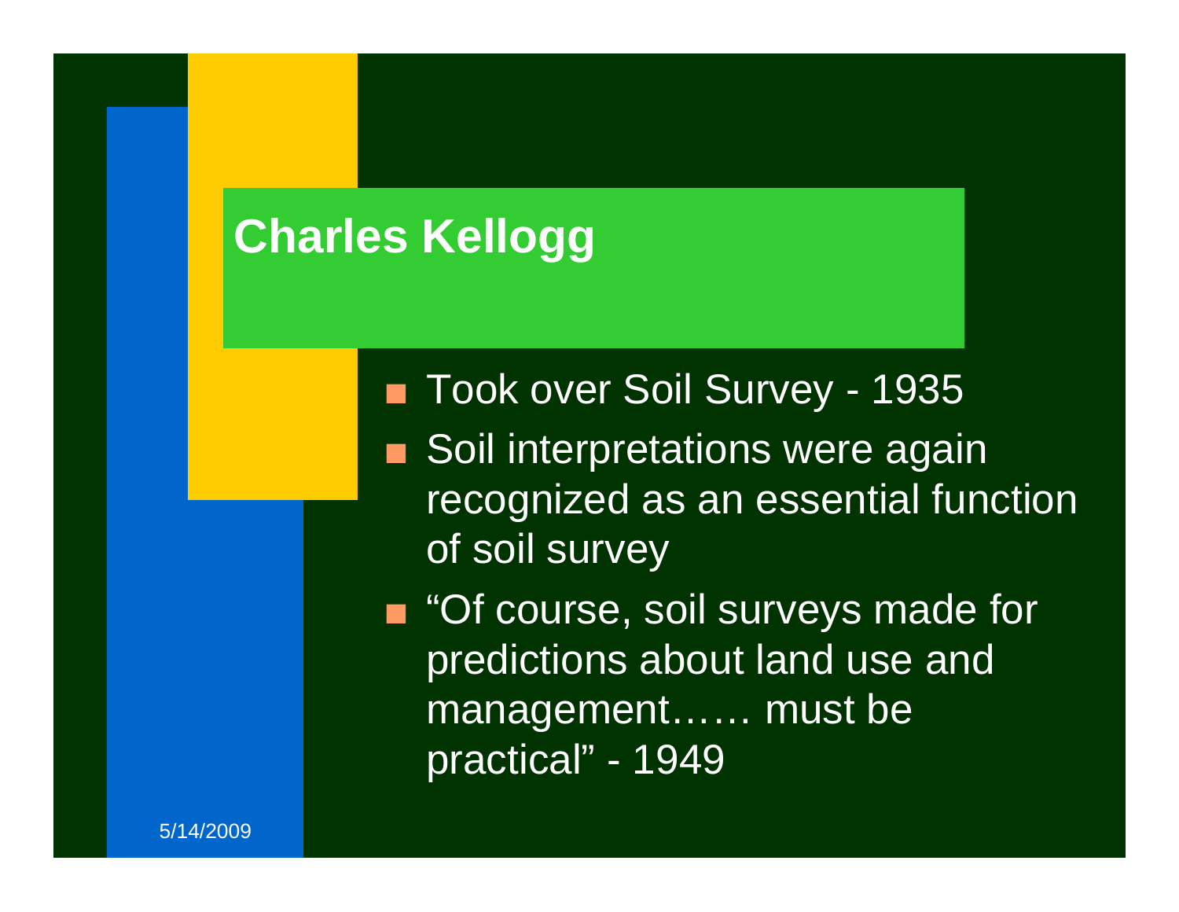# Charles Kellogg

- Took over Soil Survey - 1935
- Soil interpretations were again recognized as an essential function of soil survey
- “Of course, soil surveys made for predictions about land use and management…… must be practical” - 1949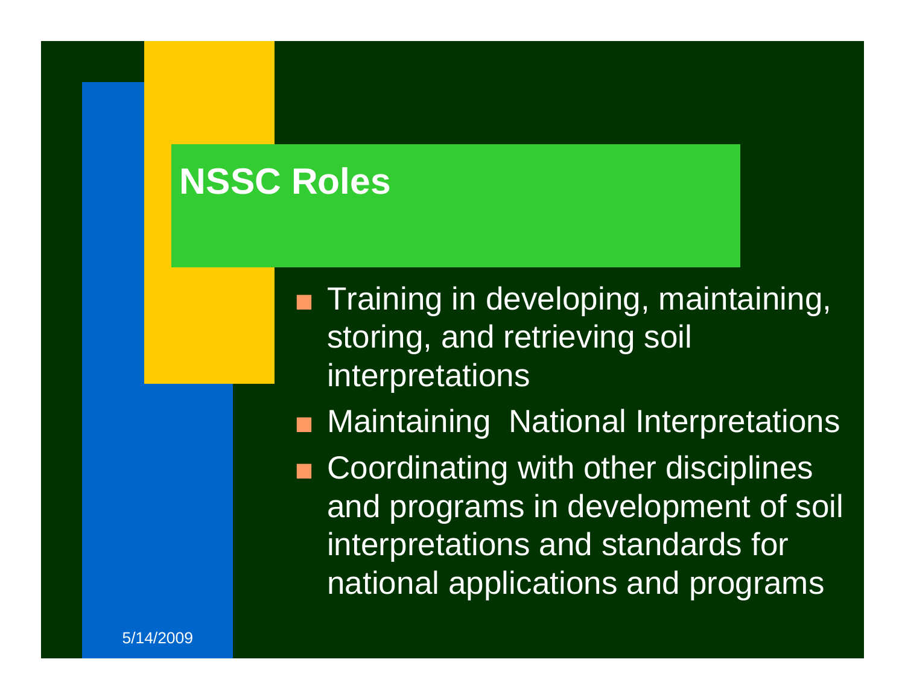# NSSC Roles

- Training in developing, maintaining, storing, and retrieving soil interpretations
- Maintaining National Interpretations
- Coordinating with other disciplines and programs in development of soil interpretations and standards for national applications and programs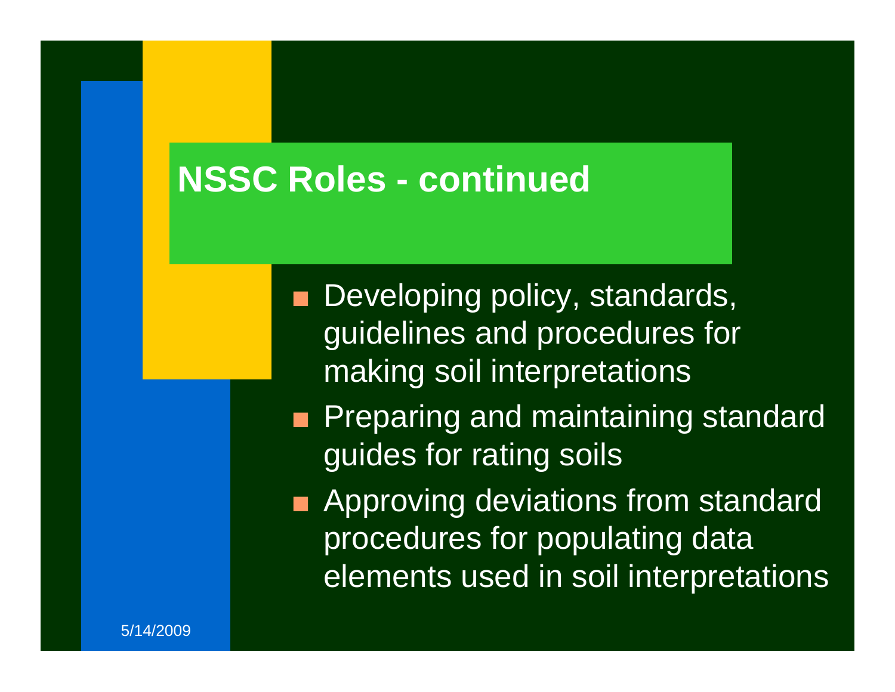# NSSC Roles - continued

- Developing policy, standards, guidelines and procedures for making soil interpretations
- Preparing and maintaining standard guides for rating soils
- Approving deviations from standard procedures for populating data elements used in soil interpretations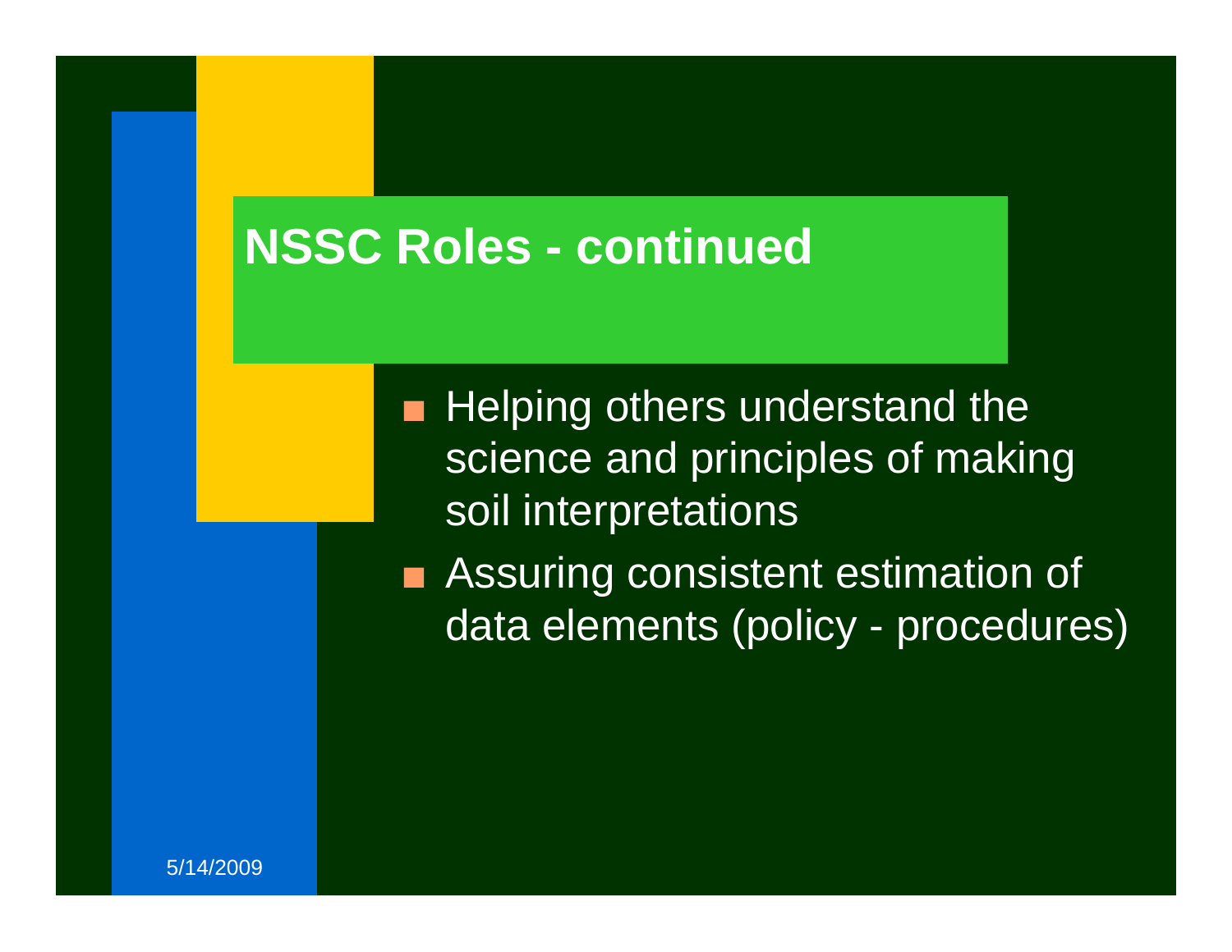# NSSC Roles - continued

- Helping others understand the science and principles of making soil interpretations
- Assuring consistent estimation of data elements (policy - procedures)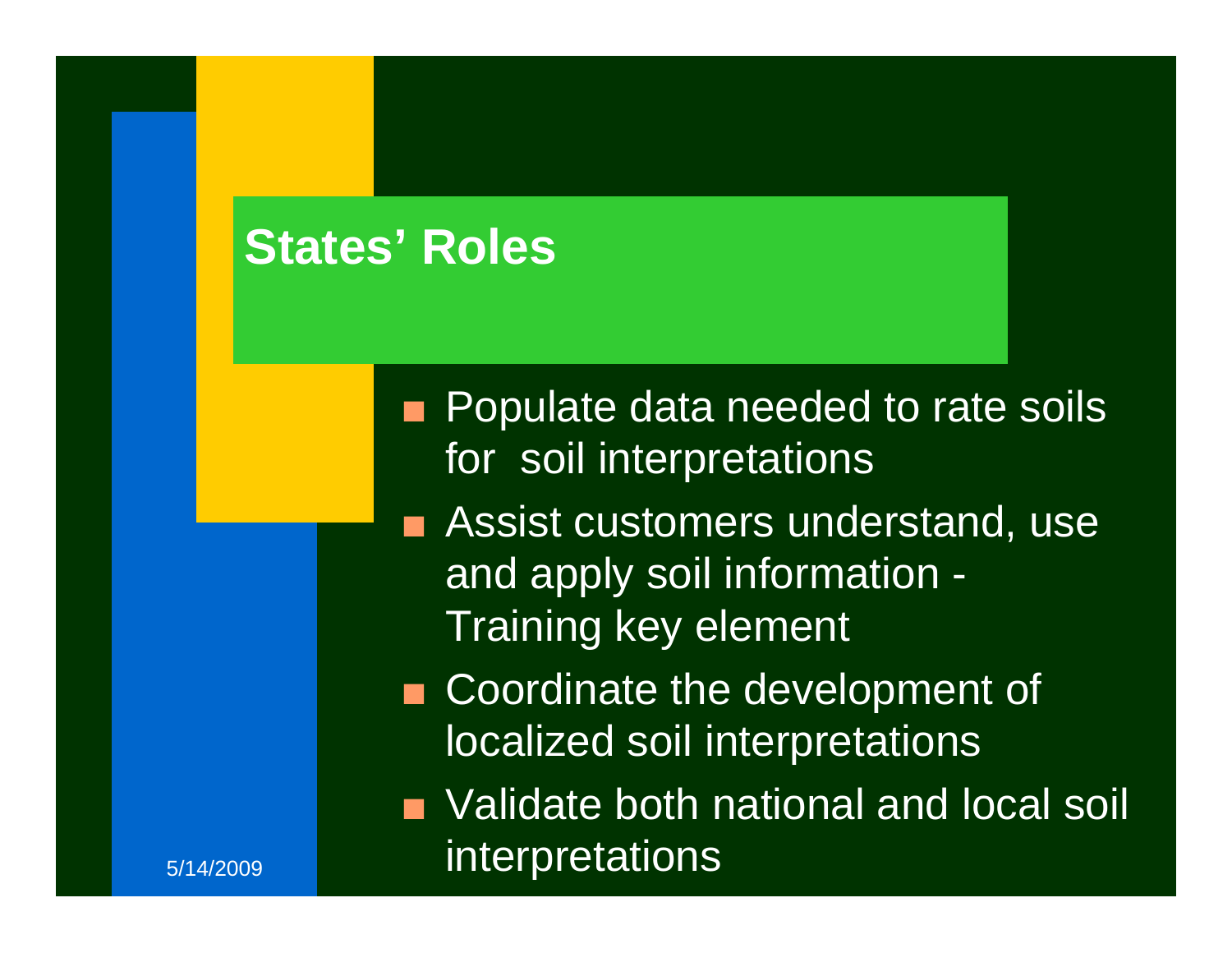# States' Roles

- Populate data needed to rate soils for soil interpretations
- Assist customers understand, use and apply soil information - Training key element
- Coordinate the development of localized soil interpretations
- Validate both national and local soil interpretations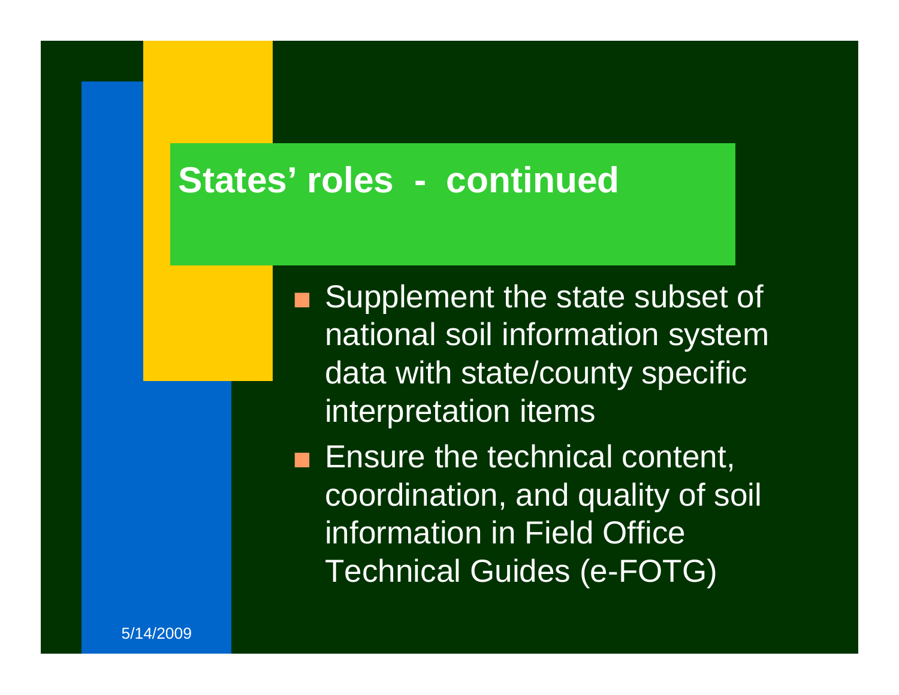# States' roles - continued

- Supplement the state subset of national soil information system data with state/county specific interpretation items
- Ensure the technical content, coordination, and quality of soil information in Field Office Technical Guides (e-FOTG)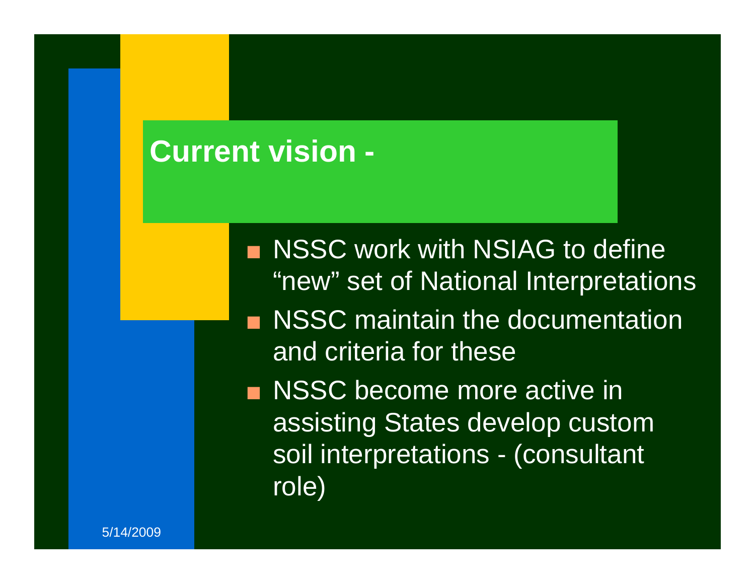# Current vision -

- NSSC work with NSIAG to define “new” set of National Interpretations
- NSSC maintain the documentation and criteria for these
- NSSC become more active in assisting States develop custom soil interpretations - (consultant role)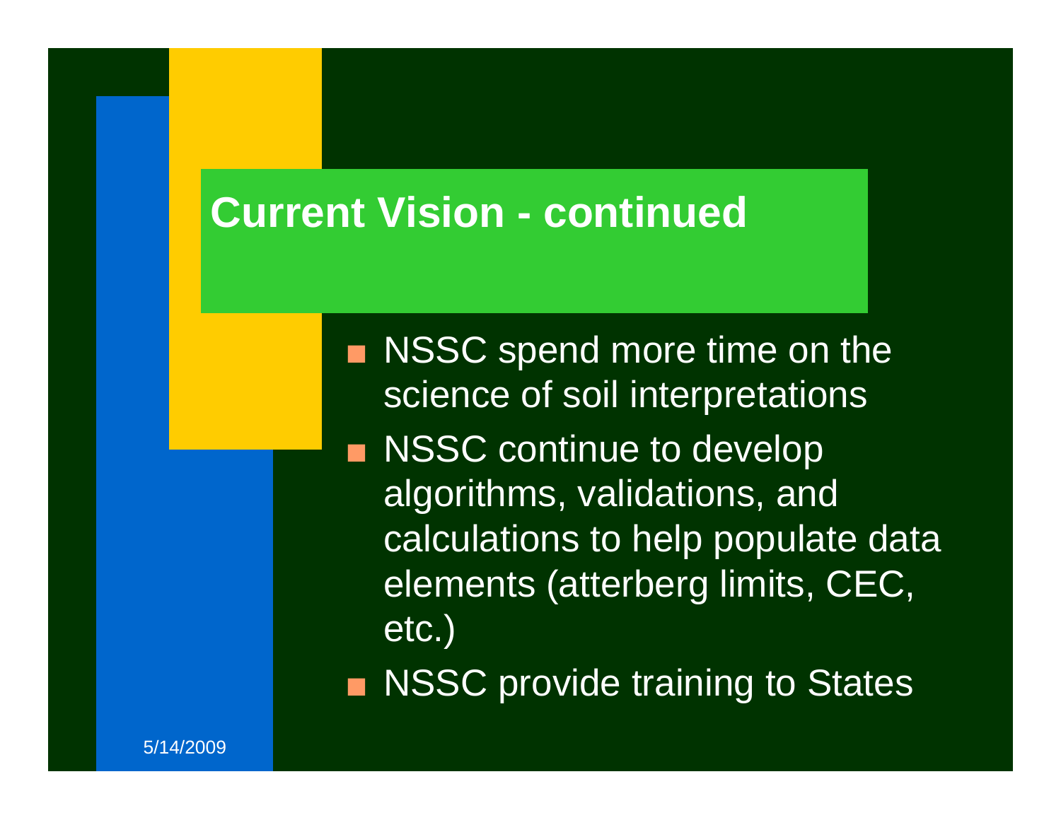# Current Vision - continued

- NSSC spend more time on the science of soil interpretations
- NSSC continue to develop algorithms, validations, and calculations to help populate data elements (atterberg limits, CEC, etc.)
- NSSC provide training to States

5/14/2009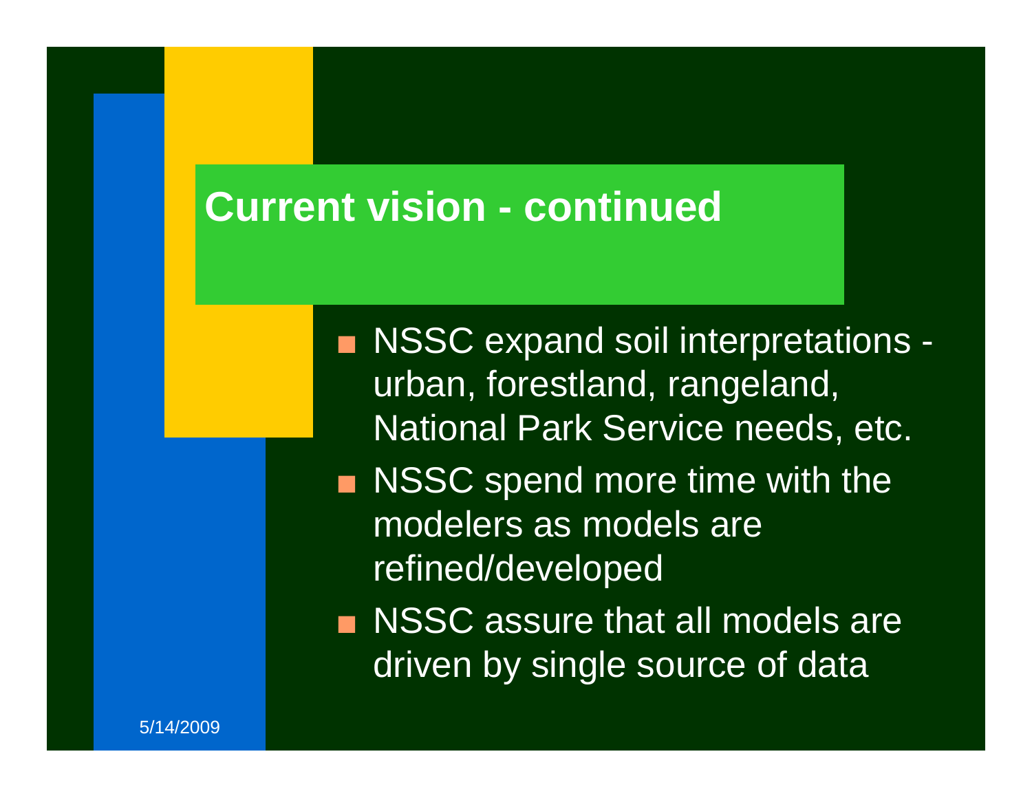# Current vision - continued

- NSSC expand soil interpretations - urban, forestland, rangeland, National Park Service needs, etc.
- NSSC spend more time with the modelers as models are refined/developed
- NSSC assure that all models are driven by single source of data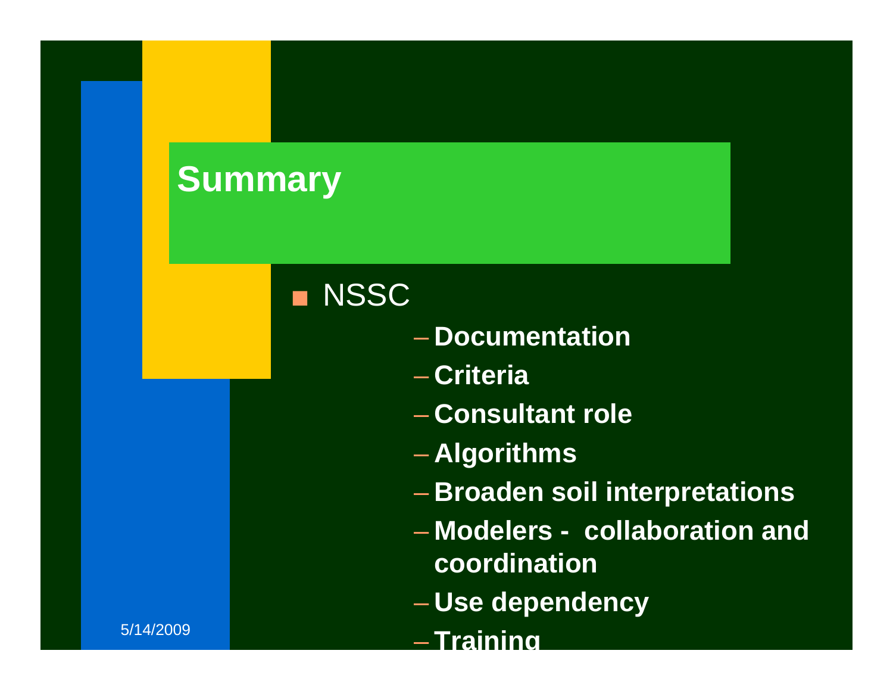# Summary

- NSSC
  - Documentation
  - Criteria
  - Consultant role
  - Algorithms
  - Broaden soil interpretations
  - Modelers - collaboration and coordination
  - Use dependency
  - Training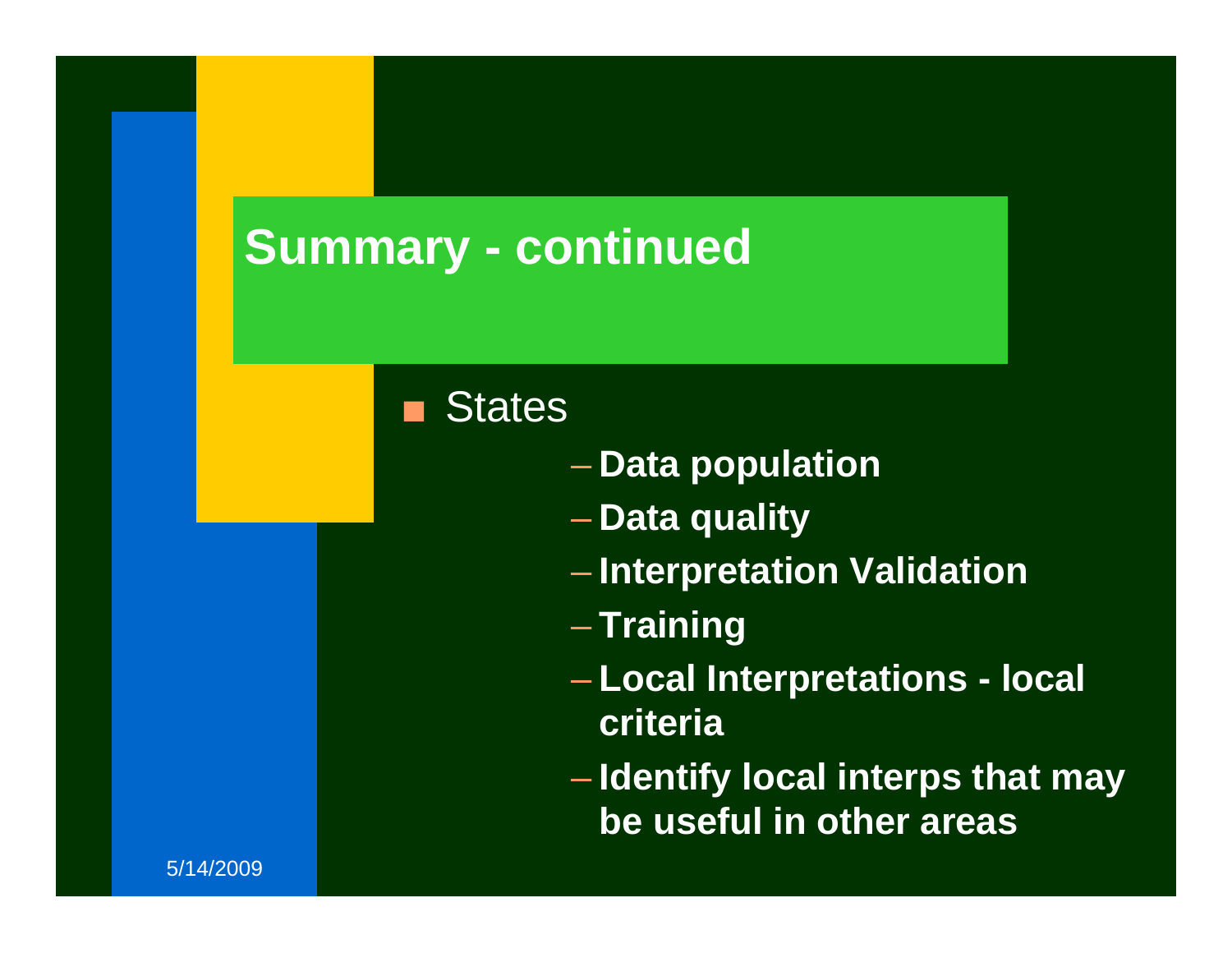# Summary - continued

- States
  - **Data population**
  - **Data quality**
  - **Interpretation Validation**
  - **Training**
  - **Local Interpretations - local criteria**
  - **Identify local interps that may be useful in other areas**

5/14/2009